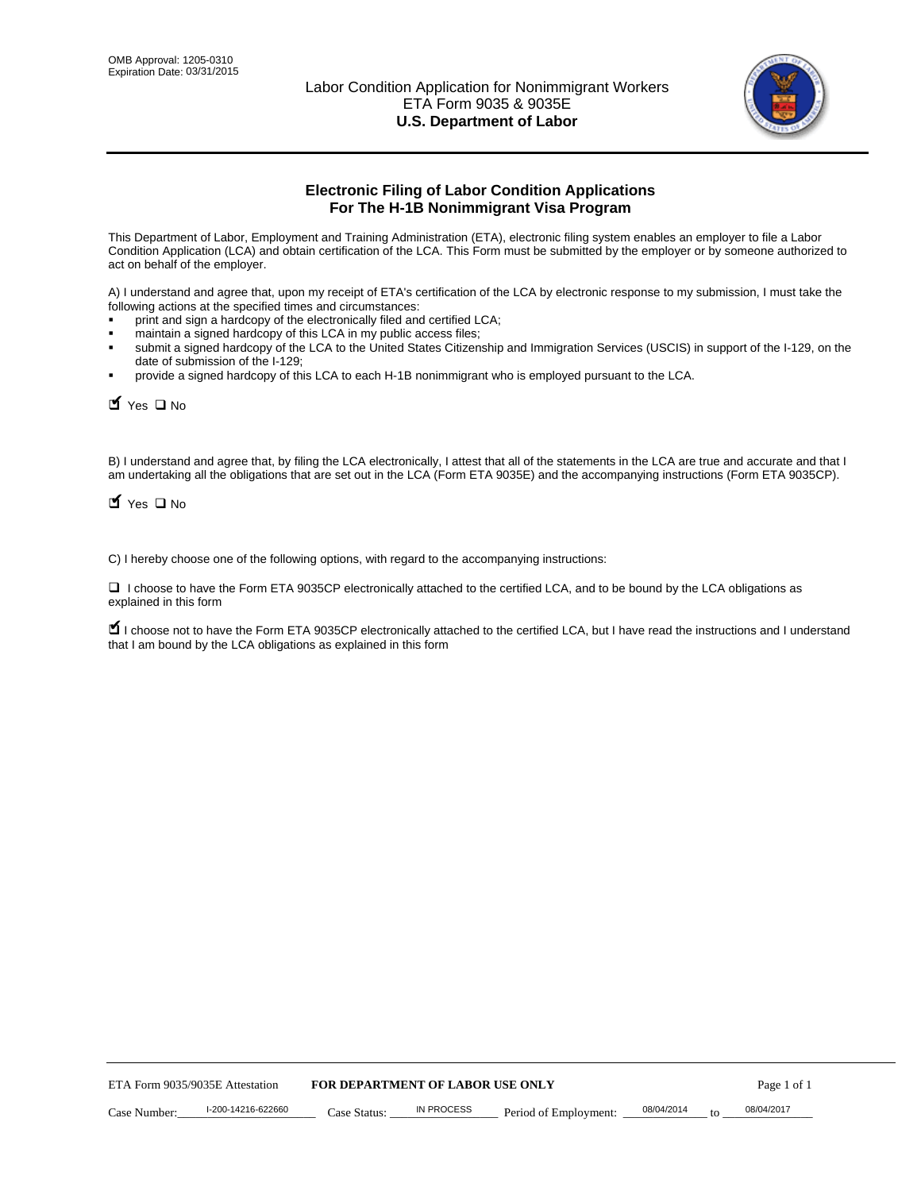OMB Approval: 1205-0310
Expiration Date: 03/31/2015

# Labor Condition Application for Nonimmigrant Workers
ETA Form 9035 & 9035E
**U.S. Department of Labor**

## Electronic Filing of Labor Condition Applications For The H-1B Nonimmigrant Visa Program

This Department of Labor, Employment and Training Administration (ETA), electronic filing system enables an employer to file a Labor Condition Application (LCA) and obtain certification of the LCA. This Form must be submitted by the employer or by someone authorized to act on behalf of the employer.

A) I understand and agree that, upon my receipt of ETA's certification of the LCA by electronic response to my submission, I must take the following actions at the specified times and circumstances:

- print and sign a hardcopy of the electronically filed and certified LCA;
- maintain a signed hardcopy of this LCA in my public access files;
- submit a signed hardcopy of the LCA to the United States Citizenship and Immigration Services (USCIS) in support of the I-129, on the date of submission of the I-129;
- provide a signed hardcopy of this LCA to each H-1B nonimmigrant who is employed pursuant to the LCA.

☑ Yes ☐ No

B) I understand and agree that, by filing the LCA electronically, I attest that all of the statements in the LCA are true and accurate and that I am undertaking all the obligations that are set out in the LCA (Form ETA 9035E) and the accompanying instructions (Form ETA 9035CP).

☑ Yes ☐ No

C) I hereby choose one of the following options, with regard to the accompanying instructions:

☐ I choose to have the Form ETA 9035CP electronically attached to the certified LCA, and to be bound by the LCA obligations as explained in this form

☑ I choose not to have the Form ETA 9035CP electronically attached to the certified LCA, but I have read the instructions and I understand that I am bound by the LCA obligations as explained in this form

ETA Form 9035/9035E Attestation **FOR DEPARTMENT OF LABOR USE ONLY**

Case Number: I-200-14216-622660 Case Status: IN PROCESS Period of Employment: 08/04/2014 to 08/04/2017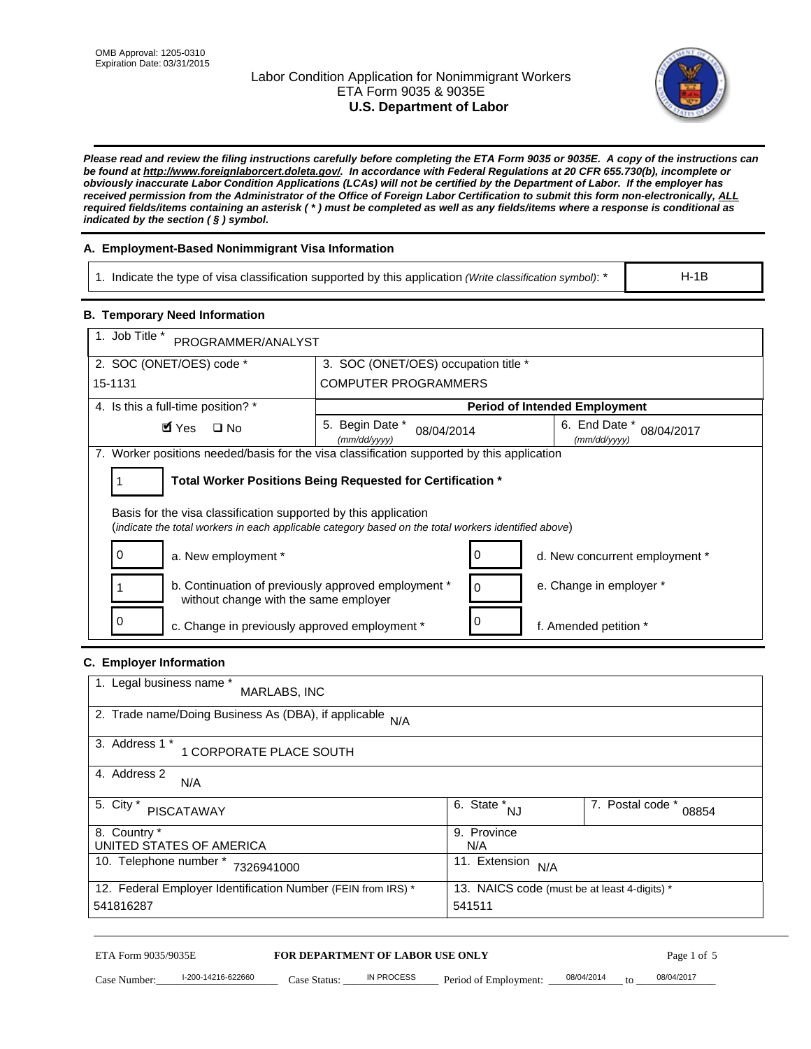OMB Approval: 1205-0310
Expiration Date: 03/31/2015

# Labor Condition Application for Nonimmigrant Workers
## ETA Form 9035 & 9035E
## U.S. Department of Labor

***Please read and review the filing instructions carefully before completing the ETA Form 9035 or 9035E. A copy of the instructions can be found at http://www.foreignlaborcert.doleta.gov/. In accordance with Federal Regulations at 20 CFR 655.730(b), incomplete or obviously inaccurate Labor Condition Applications (LCAs) will not be certified by the Department of Labor. If the employer has received permission from the Administrator of the Office of Foreign Labor Certification to submit this form non-electronically, ALL required fields/items containing an asterisk ( * ) must be completed as well as any fields/items where a response is conditional as indicated by the section ( § ) symbol.***

### A. Employment-Based Nonimmigrant Visa Information

| 1. Indicate the type of visa classification supported by this application *(Write classification symbol)*: * | H-1B |
|---|---|

### B. Temporary Need Information

| 1. Job Title * PROGRAMMER/ANALYST | | |
|---|---|---|
| 2. SOC (ONET/OES) code * 15-1131 | 3. SOC (ONET/OES) occupation title * COMPUTER PROGRAMMERS | |
| 4. Is this a full-time position? * ☑ Yes ☐ No | **Period of Intended Employment** | |
| | 5. Begin Date * *(mm/dd/yyyy)* 08/04/2014 | 6. End Date * *(mm/dd/yyyy)* 08/04/2017 |

7. Worker positions needed/basis for the visa classification supported by this application

1 **Total Worker Positions Being Requested for Certification \***

Basis for the visa classification supported by this application
(*indicate the total workers in each applicable category based on the total workers identified above*)

| | | | |
|---|---|---|---|
| 0 | a. New employment * | 0 | d. New concurrent employment * |
| 1 | b. Continuation of previously approved employment * without change with the same employer | 0 | e. Change in employer * |
| 0 | c. Change in previously approved employment * | 0 | f. Amended petition * |

### C. Employer Information

| 1. Legal business name * MARLABS, INC | | |
|---|---|---|
| 2. Trade name/Doing Business As (DBA), if applicable N/A | | |
| 3. Address 1 * 1 CORPORATE PLACE SOUTH | | |
| 4. Address 2 N/A | | |
| 5. City * PISCATAWAY | 6. State * NJ | 7. Postal code * 08854 |
| 8. Country * UNITED STATES OF AMERICA | 9. Province N/A | |
| 10. Telephone number * 7326941000 | 11. Extension N/A | |
| 12. Federal Employer Identification Number (FEIN from IRS) * 541816287 | 13. NAICS code (must be at least 4-digits) * 541511 | |

ETA Form 9035/9035E **FOR DEPARTMENT OF LABOR USE ONLY**

Case Number: I-200-14216-622660 Case Status: IN PROCESS Period of Employment: 08/04/2014 to 08/04/2017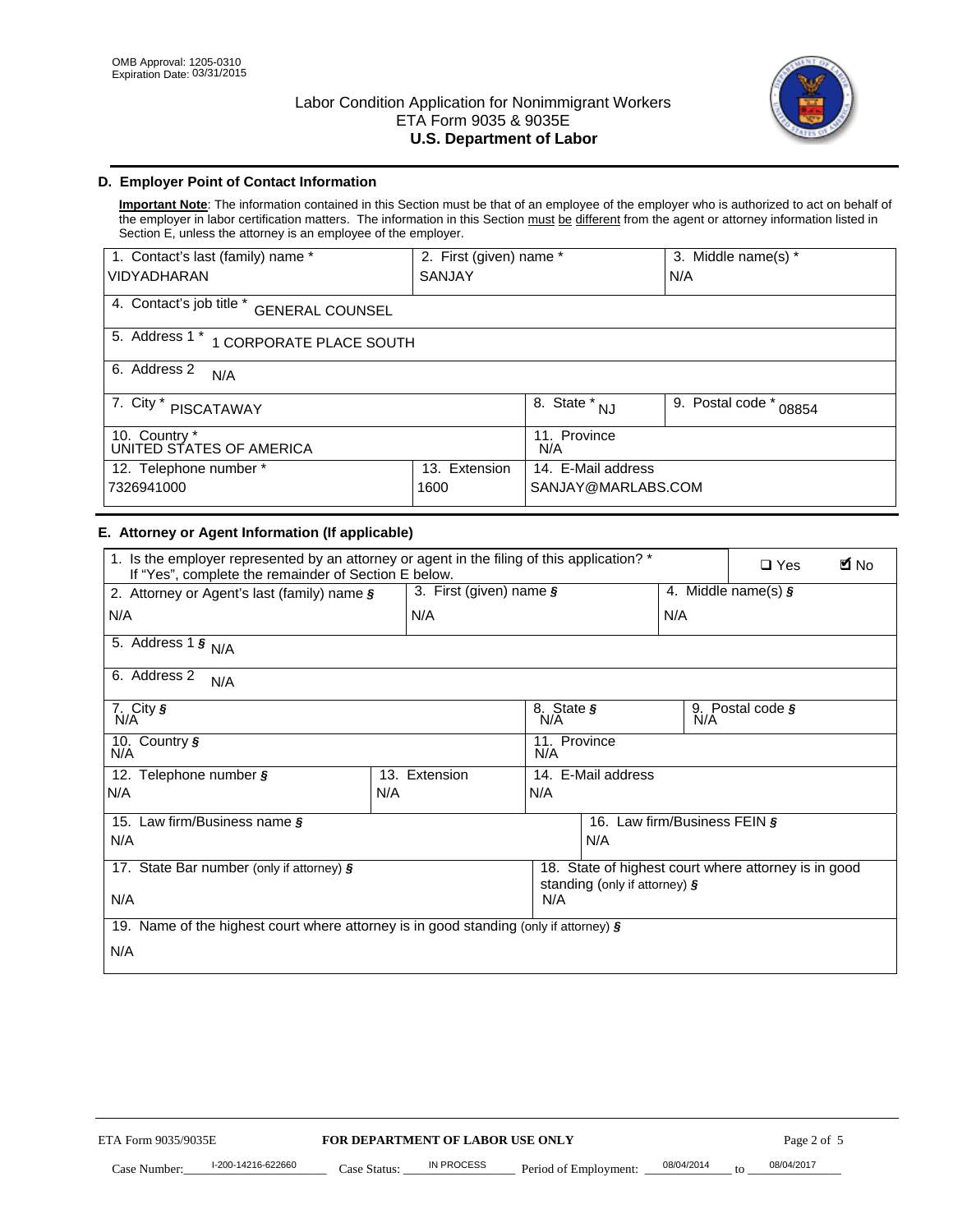OMB Approval: 1205-0310
Expiration Date: 03/31/2015

# Labor Condition Application for Nonimmigrant Workers
ETA Form 9035 & 9035E
**U.S. Department of Labor**

## D. Employer Point of Contact Information

**Important Note**: The information contained in this Section must be that of an employee of the employer who is authorized to act on behalf of the employer in labor certification matters. The information in this Section must be different from the agent or attorney information listed in Section E, unless the attorney is an employee of the employer.

| 1. Contact's last (family) name * | 2. First (given) name * | 3. Middle name(s) * |
|---|---|---|
| VIDYADHARAN | SANJAY | N/A |
| 4. Contact's job title * GENERAL COUNSEL | | |
| 5. Address 1 * 1 CORPORATE PLACE SOUTH | | |
| 6. Address 2 N/A | | |
| 7. City * PISCATAWAY | 8. State * NJ | 9. Postal code * 08854 |
| 10. Country * UNITED STATES OF AMERICA | 11. Province N/A | |
| 12. Telephone number * 7326941000 | 13. Extension 1600 | 14. E-Mail address SANJAY@MARLABS.COM |

## E. Attorney or Agent Information (If applicable)

1. Is the employer represented by an attorney or agent in the filing of this application? * If "Yes", complete the remainder of Section E below. ☐ Yes ☑ No

| 2. Attorney or Agent's last (family) name § | 3. First (given) name § | 4. Middle name(s) § |
|---|---|---|
| N/A | N/A | N/A |
| 5. Address 1 § N/A | | |
| 6. Address 2 N/A | | |
| 7. City § N/A | 8. State § N/A | 9. Postal code § N/A |
| 10. Country § N/A | 11. Province N/A | |
| 12. Telephone number § N/A | 13. Extension N/A | 14. E-Mail address N/A |
| 15. Law firm/Business name § N/A | | 16. Law firm/Business FEIN § N/A |
| 17. State Bar number (only if attorney) § N/A | | 18. State of highest court where attorney is in good standing (only if attorney) § N/A |
| 19. Name of the highest court where attorney is in good standing (only if attorney) § N/A | | |

ETA Form 9035/9035E — **FOR DEPARTMENT OF LABOR USE ONLY**

Case Number: I-200-14216-622660 Case Status: IN PROCESS Period of Employment: 08/04/2014 to 08/04/2017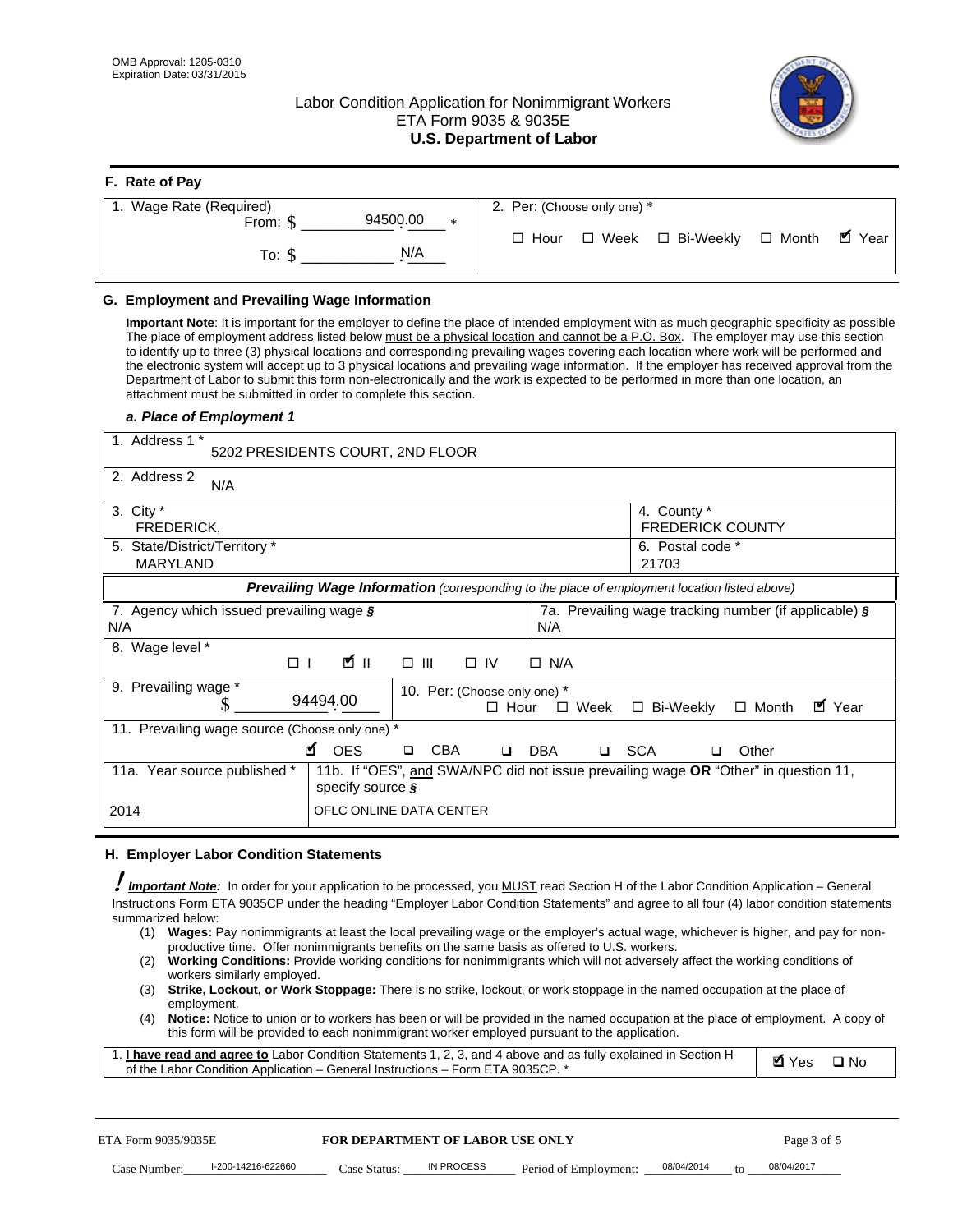OMB Approval: 1205-0310
Expiration Date: 03/31/2015

# Labor Condition Application for Nonimmigrant Workers
ETA Form 9035 & 9035E
**U.S. Department of Labor**

## F. Rate of Pay

| 1. Wage Rate (Required) | 2. Per: (Choose only one) * |
|---|---|
| From: $ 94500.00 * | ☐ Hour ☐ Week ☐ Bi-Weekly ☐ Month ☑ Year |
| To: $ N/A | |

## G. Employment and Prevailing Wage Information

**Important Note**: It is important for the employer to define the place of intended employment with as much geographic specificity as possible The place of employment address listed below must be a physical location and cannot be a P.O. Box. The employer may use this section to identify up to three (3) physical locations and corresponding prevailing wages covering each location where work will be performed and the electronic system will accept up to 3 physical locations and prevailing wage information. If the employer has received approval from the Department of Labor to submit this form non-electronically and the work is expected to be performed in more than one location, an attachment must be submitted in order to complete this section.

### *a. Place of Employment 1*

| | |
|---|---|
| 1. Address 1 * 5202 PRESIDENTS COURT, 2ND FLOOR | |
| 2. Address 2 N/A | |
| 3. City * FREDERICK, | 4. County * FREDERICK COUNTY |
| 5. State/District/Territory * MARYLAND | 6. Postal code * 21703 |

***Prevailing Wage Information*** *(corresponding to the place of employment location listed above)*

| | |
|---|---|
| 7. Agency which issued prevailing wage § N/A | 7a. Prevailing wage tracking number (if applicable) § N/A |
| 8. Wage level * ☐ I ☑ II ☐ III ☐ IV ☐ N/A | |
| 9. Prevailing wage * $ 94494.00 | 10. Per: (Choose only one) * ☐ Hour ☐ Week ☐ Bi-Weekly ☐ Month ☑ Year |
| 11. Prevailing wage source (Choose only one) * ☑ OES ☐ CBA ☐ DBA ☐ SCA ☐ Other | |
| 11a. Year source published * 2014 | 11b. If "OES", and SWA/NPC did not issue prevailing wage OR "Other" in question 11, specify source § OFLC ONLINE DATA CENTER |

## H. Employer Labor Condition Statements

***Important Note:*** In order for your application to be processed, you MUST read Section H of the Labor Condition Application – General Instructions Form ETA 9035CP under the heading "Employer Labor Condition Statements" and agree to all four (4) labor condition statements summarized below:

(1) **Wages:** Pay nonimmigrants at least the local prevailing wage or the employer's actual wage, whichever is higher, and pay for non-productive time. Offer nonimmigrants benefits on the same basis as offered to U.S. workers.
(2) **Working Conditions:** Provide working conditions for nonimmigrants which will not adversely affect the working conditions of workers similarly employed.
(3) **Strike, Lockout, or Work Stoppage:** There is no strike, lockout, or work stoppage in the named occupation at the place of employment.
(4) **Notice:** Notice to union or to workers has been or will be provided in the named occupation at the place of employment. A copy of this form will be provided to each nonimmigrant worker employed pursuant to the application.

| | |
|---|---|
| 1. **I have read and agree to** Labor Condition Statements 1, 2, 3, and 4 above and as fully explained in Section H of the Labor Condition Application – General Instructions – Form ETA 9035CP. * | ☑ Yes ☐ No |

ETA Form 9035/9035E **FOR DEPARTMENT OF LABOR USE ONLY**

Case Number: I-200-14216-622660 Case Status: IN PROCESS Period of Employment: 08/04/2014 to 08/04/2017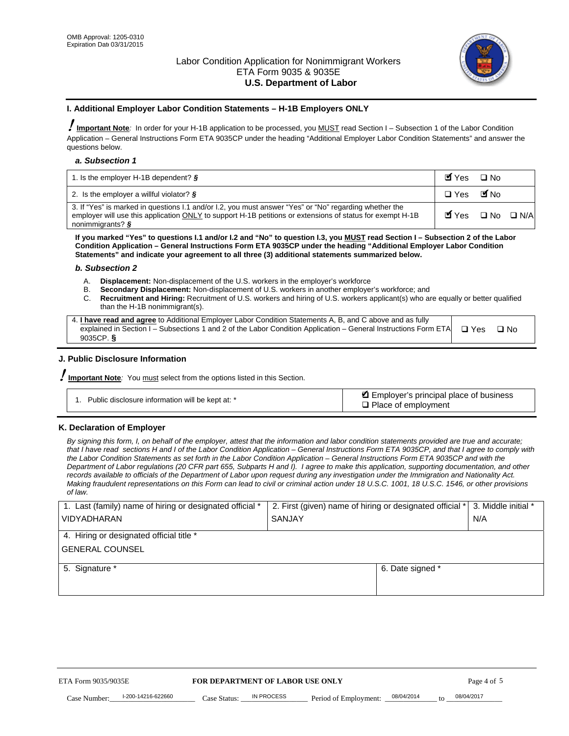OMB Approval: 1205-0310
Expiration Date 03/31/2015

Labor Condition Application for Nonimmigrant Workers
ETA Form 9035 & 9035E
**U.S. Department of Labor**

## I. Additional Employer Labor Condition Statements – H-1B Employers ONLY

**Important Note**: In order for your H-1B application to be processed, you MUST read Section I – Subsection 1 of the Labor Condition Application – General Instructions Form ETA 9035CP under the heading "Additional Employer Labor Condition Statements" and answer the questions below.

### *a. Subsection 1*

| Question | Answer |
|---|---|
| 1. Is the employer H-1B dependent? § | ☑ Yes ❑ No |
| 2. Is the employer a willful violator? § | ❑ Yes ☑ No |
| 3. If "Yes" is marked in questions I.1 and/or I.2, you must answer "Yes" or "No" regarding whether the employer will use this application ONLY to support H-1B petitions or extensions of status for exempt H-1B nonimmigrants? § | ☑ Yes ❑ No ❑ N/A |

**If you marked "Yes" to questions I.1 and/or I.2 and "No" to question I.3, you MUST read Section I – Subsection 2 of the Labor Condition Application – General Instructions Form ETA 9035CP under the heading "Additional Employer Labor Condition Statements" and indicate your agreement to all three (3) additional statements summarized below.**

### *b. Subsection 2*

A. **Displacement:** Non-displacement of the U.S. workers in the employer's workforce
B. **Secondary Displacement:** Non-displacement of U.S. workers in another employer's workforce; and
C. **Recruitment and Hiring:** Recruitment of U.S. workers and hiring of U.S. workers applicant(s) who are equally or better qualified than the H-1B nonimmigrant(s).

| Statement | Answer |
|---|---|
| 4. **I have read and agree** to Additional Employer Labor Condition Statements A, B, and C above and as fully explained in Section I – Subsections 1 and 2 of the Labor Condition Application – General Instructions Form ETA 9035CP. § | ❑ Yes ❑ No |

## J. Public Disclosure Information

**Important Note**: You must select from the options listed in this Section.

| Question | Answer |
|---|---|
| 1. Public disclosure information will be kept at: * | ☑ Employer's principal place of business<br>❑ Place of employment |

## K. Declaration of Employer

*By signing this form, I, on behalf of the employer, attest that the information and labor condition statements provided are true and accurate; that I have read sections H and I of the Labor Condition Application – General Instructions Form ETA 9035CP, and that I agree to comply with the Labor Condition Statements as set forth in the Labor Condition Application – General Instructions Form ETA 9035CP and with the Department of Labor regulations (20 CFR part 655, Subparts H and I). I agree to make this application, supporting documentation, and other records available to officials of the Department of Labor upon request during any investigation under the Immigration and Nationality Act. Making fraudulent representations on this Form can lead to civil or criminal action under 18 U.S.C. 1001, 18 U.S.C. 1546, or other provisions of law.*

| 1. Last (family) name of hiring or designated official * | 2. First (given) name of hiring or designated official * | 3. Middle initial * |
|---|---|---|
| VIDYADHARAN | SANJAY | N/A |
| 4. Hiring or designated official title * | | |
| GENERAL COUNSEL | | |
| 5. Signature * | 6. Date signed * | |
| | | |

ETA Form 9035/9035E — **FOR DEPARTMENT OF LABOR USE ONLY**

Case Number: I-200-14216-622660 Case Status: IN PROCESS Period of Employment: 08/04/2014 to 08/04/2017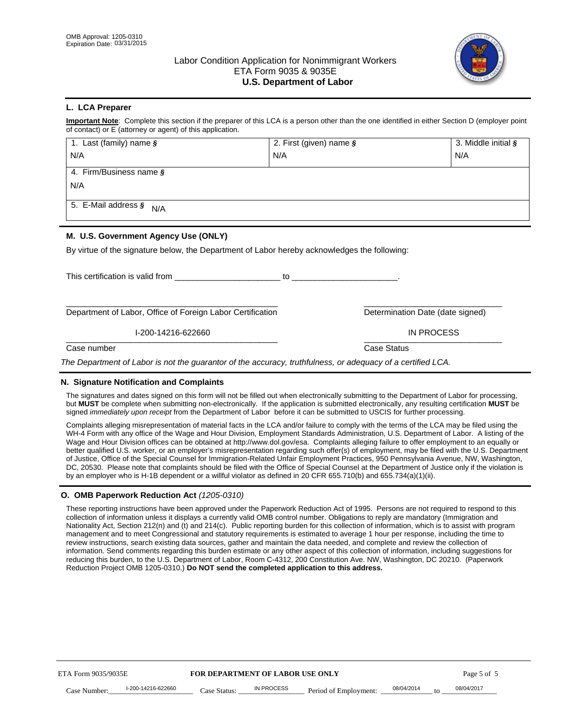OMB Approval: 1205-0310
Expiration Date: 03/31/2015

Labor Condition Application for Nonimmigrant Workers
ETA Form 9035 & 9035E
**U.S. Department of Labor**

## L. LCA Preparer

**Important Note**: Complete this section if the preparer of this LCA is a person other than the one identified in either Section D (employer point of contact) or E (attorney or agent) of this application.

| 1. Last (family) name § | 2. First (given) name § | 3. Middle initial § |
|---|---|---|
| N/A | N/A | N/A |

4. Firm/Business name §
N/A

5. E-Mail address § N/A

## M. U.S. Government Agency Use (ONLY)

By virtue of the signature below, the Department of Labor hereby acknowledges the following:

This certification is valid from ______________________ to ______________________.

______________________________________________ ______________________________
Department of Labor, Office of Foreign Labor Certification Determination Date (date signed)

I-200-14216-622660 IN PROCESS
Case number Case Status

*The Department of Labor is not the guarantor of the accuracy, truthfulness, or adequacy of a certified LCA.*

## N. Signature Notification and Complaints

The signatures and dates signed on this form will not be filled out when electronically submitting to the Department of Labor for processing, but **MUST** be complete when submitting non-electronically. If the application is submitted electronically, any resulting certification **MUST** be signed *immediately upon receipt* from the Department of Labor before it can be submitted to USCIS for further processing.

Complaints alleging misrepresentation of material facts in the LCA and/or failure to comply with the terms of the LCA may be filed using the WH-4 Form with any office of the Wage and Hour Division, Employment Standards Administration, U.S. Department of Labor. A listing of the Wage and Hour Division offices can be obtained at http://www.dol.gov/esa. Complaints alleging failure to offer employment to an equally or better qualified U.S. worker, or an employer's misrepresentation regarding such offer(s) of employment, may be filed with the U.S. Department of Justice, Office of the Special Counsel for Immigration-Related Unfair Employment Practices, 950 Pennsylvania Avenue, NW, Washington, DC, 20530. Please note that complaints should be filed with the Office of Special Counsel at the Department of Justice only if the violation is by an employer who is H-1B dependent or a willful violator as defined in 20 CFR 655.710(b) and 655.734(a)(1)(ii).

## O. OMB Paperwork Reduction Act *(1205-0310)*

These reporting instructions have been approved under the Paperwork Reduction Act of 1995. Persons are not required to respond to this collection of information unless it displays a currently valid OMB control number. Obligations to reply are mandatory (Immigration and Nationality Act, Section 212(n) and (t) and 214(c). Public reporting burden for this collection of information, which is to assist with program management and to meet Congressional and statutory requirements is estimated to average 1 hour per response, including the time to review instructions, search existing data sources, gather and maintain the data needed, and complete and review the collection of information. Send comments regarding this burden estimate or any other aspect of this collection of information, including suggestions for reducing this burden, to the U.S. Department of Labor, Room C-4312, 200 Constitution Ave. NW, Washington, DC 20210. (Paperwork Reduction Project OMB 1205-0310.) **Do NOT send the completed application to this address.**

ETA Form 9035/9035E **FOR DEPARTMENT OF LABOR USE ONLY**

Case Number: I-200-14216-622660 Case Status: IN PROCESS Period of Employment: 08/04/2014 to 08/04/2017